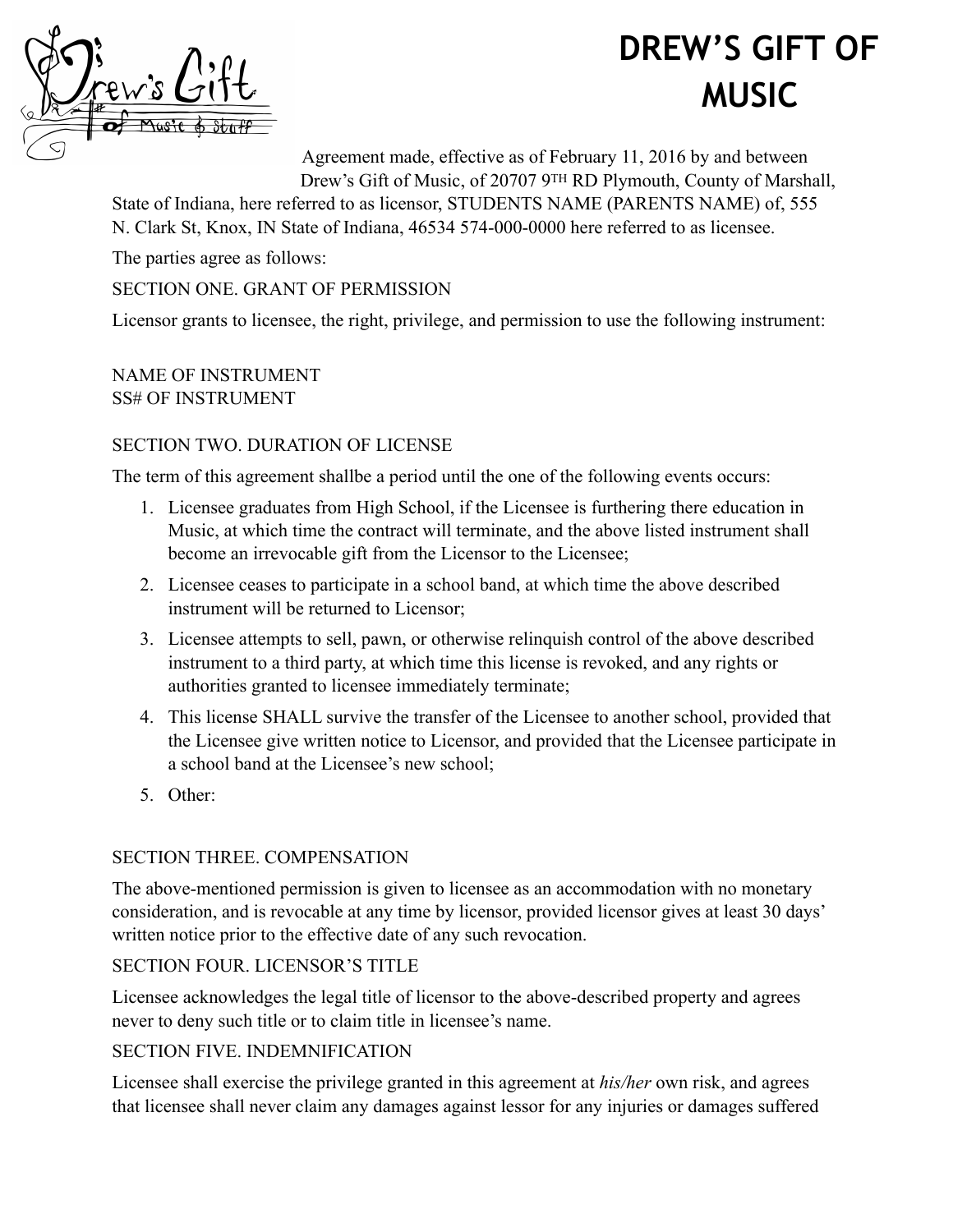// Fix: The original 'Q1: Ambiguity Identification' block was labeled as a comment but was not syntactically commented out, triggering a compiler error. It is now commented out.
// Q1: Ambiguity Identification
// Are there any ambiguous aspects in the request? 
// Yes, specific details were ambiguous. Although none were critical, documenting the choices made when rendering the content ensures transparency.

# DREW'S GIFT OF MUSIC

Agreement made, effective as of February 11, 2016 by and between Drew's Gift of Music, of 20707 9TH RD Plymouth, County of Marshall, State of Indiana, here referred to as licensor, STUDENTS NAME (PARENTS NAME) of, 555 N. Clark St, Knox, IN State of Indiana, 46534 574-000-0000 here referred to as licensee.

The parties agree as follows:

SECTION ONE. GRANT OF PERMISSION

Licensor grants to licensee, the right, privilege, and permission to use the following instrument:

NAME OF INSTRUMENT
SS# OF INSTRUMENT

SECTION TWO. DURATION OF LICENSE

The term of this agreement shallbe a period until the one of the following events occurs:

1. Licensee graduates from High School, if the Licensee is furthering there education in Music, at which time the contract will terminate, and the above listed instrument shall become an irrevocable gift from the Licensor to the Licensee;
2. Licensee ceases to participate in a school band, at which time the above described instrument will be returned to Licensor;
3. Licensee attempts to sell, pawn, or otherwise relinquish control of the above described instrument to a third party, at which time this license is revoked, and any rights or authorities granted to licensee immediately terminate;
4. This license SHALL survive the transfer of the Licensee to another school, provided that the Licensee give written notice to Licensor, and provided that the Licensee participate in a school band at the Licensee's new school;
5. Other:

SECTION THREE. COMPENSATION

The above-mentioned permission is given to licensee as an accommodation with no monetary consideration, and is revocable at any time by licensor, provided licensor gives at least 30 days' written notice prior to the effective date of any such revocation.

SECTION FOUR. LICENSOR'S TITLE

Licensee acknowledges the legal title of licensor to the above-described property and agrees never to deny such title or to claim title in licensee's name.

SECTION FIVE. INDEMNIFICATION

Licensee shall exercise the privilege granted in this agreement at *his/her* own risk, and agrees that licensee shall never claim any damages against lessor for any injuries or damages suffered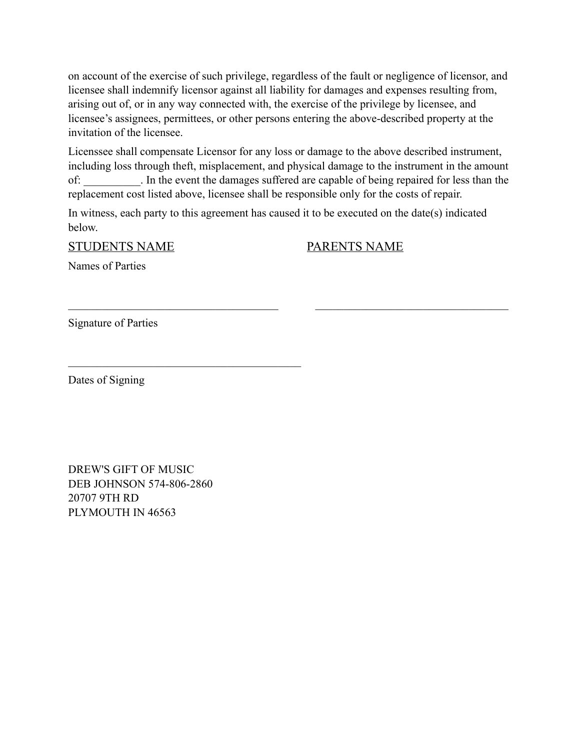on account of the exercise of such privilege, regardless of the fault or negligence of licensor, and licensee shall indemnify licensor against all liability for damages and expenses resulting from, arising out of, or in any way connected with, the exercise of the privilege by licensee, and licensee's assignees, permittees, or other persons entering the above-described property at the invitation of the licensee.

Licenssee shall compensate Licensor for any loss or damage to the above described instrument, including loss through theft, misplacement, and physical damage to the instrument in the amount of: __________. In the event the damages suffered are capable of being repaired for less than the replacement cost listed above, licensee shall be responsible only for the costs of repair.

In witness, each party to this agreement has caused it to be executed on the date(s) indicated below.

<u>STUDENTS NAME</u> <u>PARENTS NAME</u>

Names of Parties

_____________________________________ _____________________________________

Signature of Parties

_________________________________________

Dates of Signing

DREW'S GIFT OF MUSIC
DEB JOHNSON 574-806-2860
20707 9TH RD
PLYMOUTH IN 46563